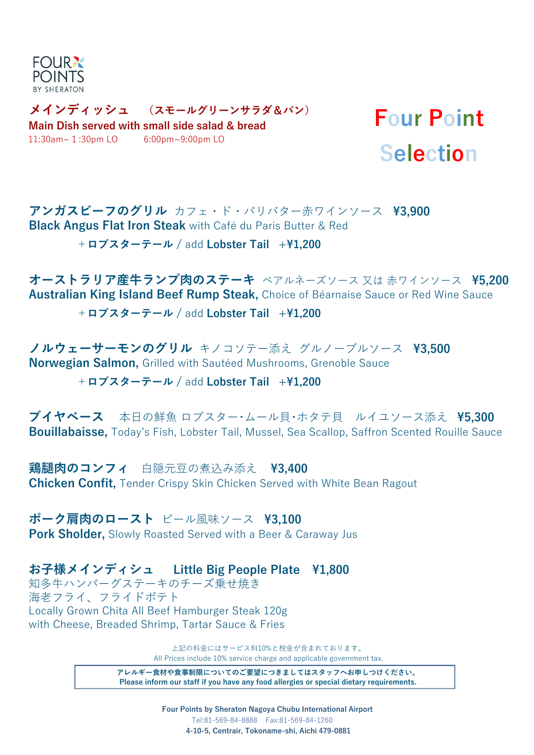FOUR POINTS
BY SHERATON

# Four Point Selection

## メインディッシュ　（スモールグリーンサラダ＆パン）
**Main Dish served with small side salad & bread**

11:30am~ 1 :30pm LO　　6:00pm~9:00pm LO

**アンガスビーフのグリル** カフェ・ド・パリバター赤ワインソース　**¥3,900**
**Black Angus Flat Iron Steak** with Café du Paris Butter & Red

＋**ロブスターテール** / add **Lobster Tail**　**+¥1,200**

**オーストラリア産牛ランプ肉のステーキ** ベアルネーズソース 又は 赤ワインソース　**¥5,200**
**Australian King Island Beef Rump Steak,** Choice of Béarnaise Sauce or Red Wine Sauce

＋**ロブスターテール** / add **Lobster Tail**　**+¥1,200**

**ノルウェーサーモンのグリル** キノコソテー添え　グルノーブルソース　**¥3,500**
**Norwegian Salmon,** Grilled with Sautéed Mushrooms, Grenoble Sauce

＋**ロブスターテール** / add **Lobster Tail**　**+¥1,200**

**ブイヤベース**　本日の鮮魚 ロブスター･ムール貝･ホタテ貝　ルイユソース添え　**¥5,300**
**Bouillabaisse,** Today's Fish, Lobster Tail, Mussel, Sea Scallop, Saffron Scented Rouille Sauce

**鶏腿肉のコンフィ**　白隠元豆の煮込み添え　**¥3,400**
**Chicken Confit,** Tender Crispy Skin Chicken Served with White Bean Ragout

**ポーク肩肉のロースト** ビール風味ソース　**¥3,100**
**Pork Sholder,** Slowly Roasted Served with a Beer & Caraway Jus

**お子様メインディシュ　Little Big People Plate　¥1,800**
知多牛ハンバーグステーキのチーズ乗せ焼き
海老フライ、フライドポテト
Locally Grown Chita All Beef Hamburger Steak 120g
with Cheese, Breaded Shrimp, Tartar Sauce & Fries

上記の料金にはサービス料10%と税金が含まれております。
All Prices include 10% service charge and applicable government tax.

**アレルギー食材や食事制限についてのご要望につきましてはスタッフへお申しつけください。**
**Please inform our staff if you have any food allergies or special dietary requirements.**

**Four Points by Sheraton Nagoya Chubu International Airport**
Tel:81-569-84-8888　Fax:81-569-84-1260
**4-10-5, Centrair, Tokoname-shi, Aichi 479-0881**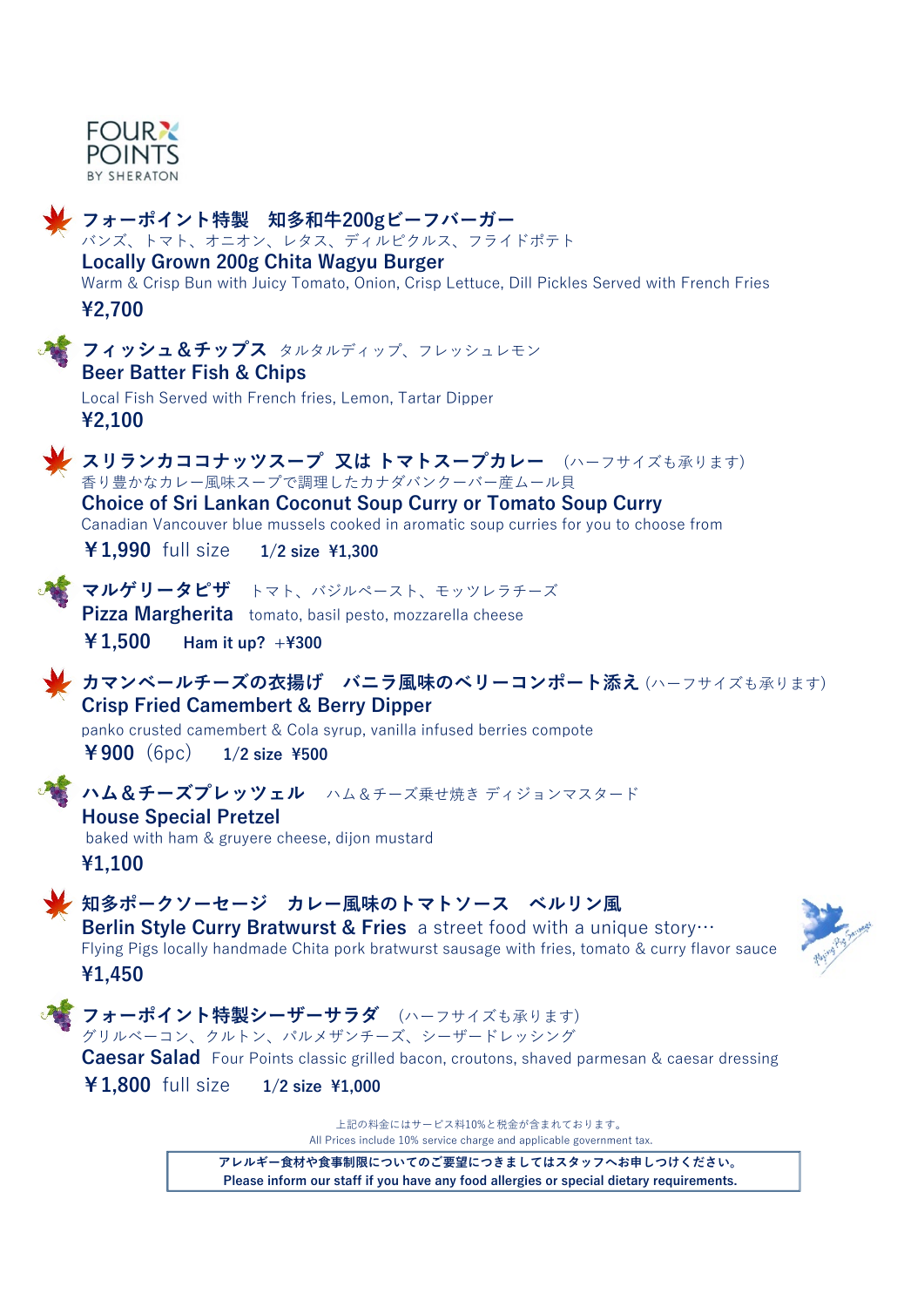FOUR POINTS
BY SHERATON

**フォーポイント特製　知多和牛200gビーフバーガー**
バンズ、トマト、オニオン、レタス、ディルピクルス、フライドポテト
**Locally Grown 200g Chita Wagyu Burger**
Warm & Crisp Bun with Juicy Tomato, Onion, Crisp Lettuce, Dill Pickles Served with French Fries
**¥2,700**

**フィッシュ＆チップス** タルタルディップ、フレッシュレモン
**Beer Batter Fish & Chips**
Local Fish Served with French fries, Lemon, Tartar Dipper
**¥2,100**

**スリランカココナッツスープ　又は トマトスープカレー**　(ハーフサイズも承ります)
香り豊かなカレー風味スープで調理したカナダバンクーバー産ムール貝
**Choice of Sri Lankan Coconut Soup Curry or Tomato Soup Curry**
Canadian Vancouver blue mussels cooked in aromatic soup curries for you to choose from
**￥1,990** full size　**1/2 size ¥1,300**

**マルゲリータピザ**　トマト、バジルペースト、モッツレラチーズ
**Pizza Margherita**　tomato, basil pesto, mozzarella cheese
**￥1,500**　**Ham it up? +¥300**

**カマンベールチーズの衣揚げ　バニラ風味のベリーコンポート添え** (ハーフサイズも承ります)
**Crisp Fried Camembert & Berry Dipper**
panko crusted camembert & Cola syrup, vanilla infused berries compote
**￥900** (6pc)　**1/2 size ¥500**

**ハム＆チーズプレッツェル**　ハム＆チーズ乗せ焼き ディジョンマスタード
**House Special Pretzel**
baked with ham & gruyere cheese, dijon mustard
**¥1,100**

**知多ポークソーセージ　カレー風味のトマトソース　ベルリン風**
**Berlin Style Curry Bratwurst & Fries**　a street food with a unique story…
Flying Pigs locally handmade Chita pork bratwurst sausage with fries, tomato & curry flavor sauce
**¥1,450**

**フォーポイント特製シーザーサラダ**　(ハーフサイズも承ります)
グリルベーコン、クルトン、パルメザンチーズ、シーザードレッシング
**Caesar Salad**　Four Points classic grilled bacon, croutons, shaved parmesan & caesar dressing
**￥1,800** full size　**1/2 size ¥1,000**

上記の料金にはサービス料10%と税金が含まれております。
All Prices include 10% service charge and applicable government tax.

**アレルギー食材や食事制限についてのご要望につきましてはスタッフへお申しつけください。**
**Please inform our staff if you have any food allergies or special dietary requirements.**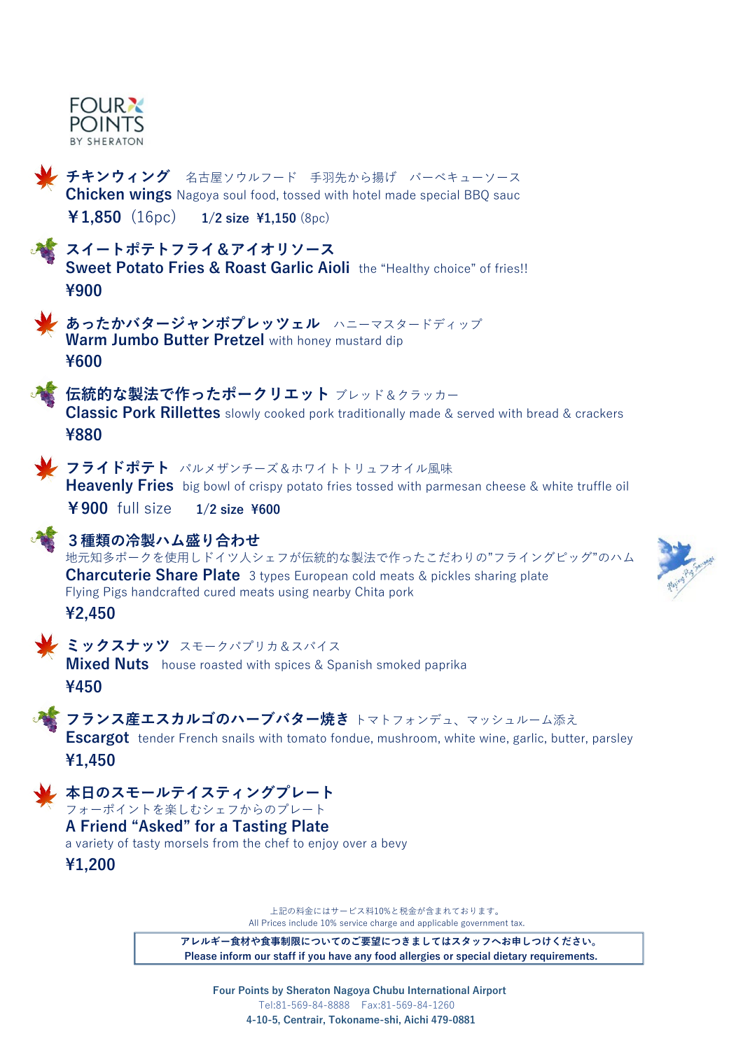FOUR POINTS BY SHERATON

**チキンウィング** 名古屋ソウルフード 手羽先から揚げ バーベキューソース
**Chicken wings** Nagoya soul food, tossed with hotel made special BBQ sauc
**￥1,850** (16pc) **1/2 size ¥1,150** (8pc)

**スイートポテトフライ＆アイオリソース**
**Sweet Potato Fries & Roast Garlic Aioli** the "Healthy choice" of fries!!
**¥900**

**あったかバタージャンボプレッツェル** ハニーマスタードディップ
**Warm Jumbo Butter Pretzel** with honey mustard dip
**¥600**

**伝統的な製法で作ったポークリエット** ブレッド＆クラッカー
**Classic Pork Rillettes** slowly cooked pork traditionally made & served with bread & crackers
**¥880**

**フライドポテト** パルメザンチーズ＆ホワイトトリュフオイル風味
**Heavenly Fries** big bowl of crispy potato fries tossed with parmesan cheese & white truffle oil
**￥900** full size **1/2 size ¥600**

**３種類の冷製ハム盛り合わせ**
地元知多ポークを使用しドイツ人シェフが伝統的な製法で作ったこだわりの"フライングピッグ"のハム
**Charcuterie Share Plate** 3 types European cold meats & pickles sharing plate
Flying Pigs handcrafted cured meats using nearby Chita pork
**¥2,450**

**ミックスナッツ** スモークパプリカ＆スパイス
**Mixed Nuts** house roasted with spices & Spanish smoked paprika
**¥450**

**フランス産エスカルゴのハーブバター焼き** トマトフォンデュ、マッシュルーム添え
**Escargot** tender French snails with tomato fondue, mushroom, white wine, garlic, butter, parsley
**¥1,450**

**本日のスモールテイスティングプレート**
フォーポイントを楽しむシェフからのプレート
**A Friend "Asked" for a Tasting Plate**
a variety of tasty morsels from the chef to enjoy over a bevy
**¥1,200**

上記の料金にはサービス料10%と税金が含まれております。
All Prices include 10% service charge and applicable government tax.

**アレルギー食材や食事制限についてのご要望につきましてはスタッフへお申しつけください。**
**Please inform our staff if you have any food allergies or special dietary requirements.**

**Four Points by Sheraton Nagoya Chubu International Airport**
Tel:81-569-84-8888 Fax:81-569-84-1260
**4-10-5, Centrair, Tokoname-shi, Aichi 479-0881**